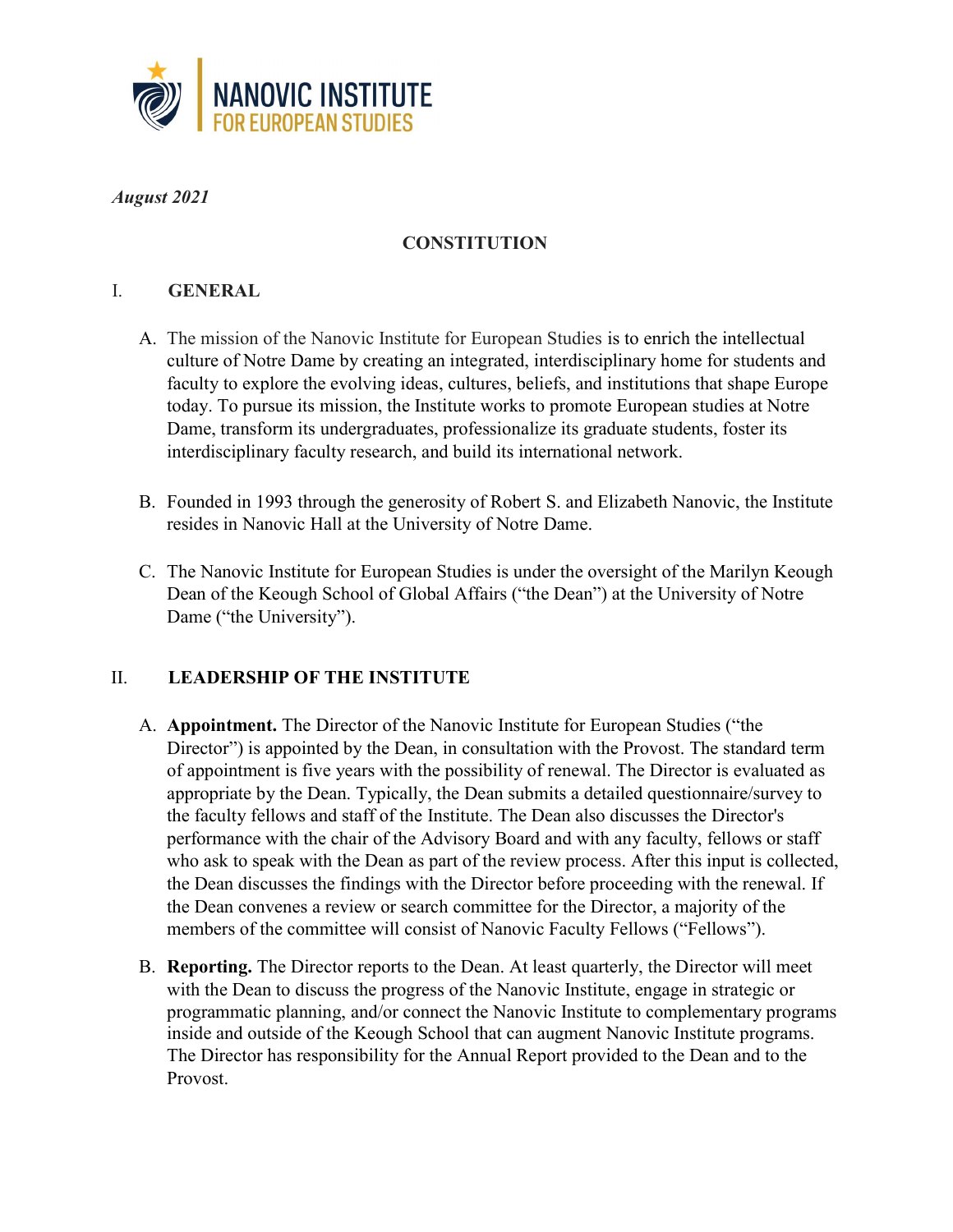NANOVIC INSTITUTE
FOR EUROPEAN STUDIES

*August 2021*

# CONSTITUTION

## I. GENERAL

A. The mission of the Nanovic Institute for European Studies is to enrich the intellectual culture of Notre Dame by creating an integrated, interdisciplinary home for students and faculty to explore the evolving ideas, cultures, beliefs, and institutions that shape Europe today. To pursue its mission, the Institute works to promote European studies at Notre Dame, transform its undergraduates, professionalize its graduate students, foster its interdisciplinary faculty research, and build its international network.

B. Founded in 1993 through the generosity of Robert S. and Elizabeth Nanovic, the Institute resides in Nanovic Hall at the University of Notre Dame.

C. The Nanovic Institute for European Studies is under the oversight of the Marilyn Keough Dean of the Keough School of Global Affairs ("the Dean") at the University of Notre Dame ("the University").

## II. LEADERSHIP OF THE INSTITUTE

A. **Appointment.** The Director of the Nanovic Institute for European Studies ("the Director") is appointed by the Dean, in consultation with the Provost. The standard term of appointment is five years with the possibility of renewal. The Director is evaluated as appropriate by the Dean. Typically, the Dean submits a detailed questionnaire/survey to the faculty fellows and staff of the Institute. The Dean also discusses the Director's performance with the chair of the Advisory Board and with any faculty, fellows or staff who ask to speak with the Dean as part of the review process. After this input is collected, the Dean discusses the findings with the Director before proceeding with the renewal. If the Dean convenes a review or search committee for the Director, a majority of the members of the committee will consist of Nanovic Faculty Fellows ("Fellows").

B. **Reporting.** The Director reports to the Dean. At least quarterly, the Director will meet with the Dean to discuss the progress of the Nanovic Institute, engage in strategic or programmatic planning, and/or connect the Nanovic Institute to complementary programs inside and outside of the Keough School that can augment Nanovic Institute programs. The Director has responsibility for the Annual Report provided to the Dean and to the Provost.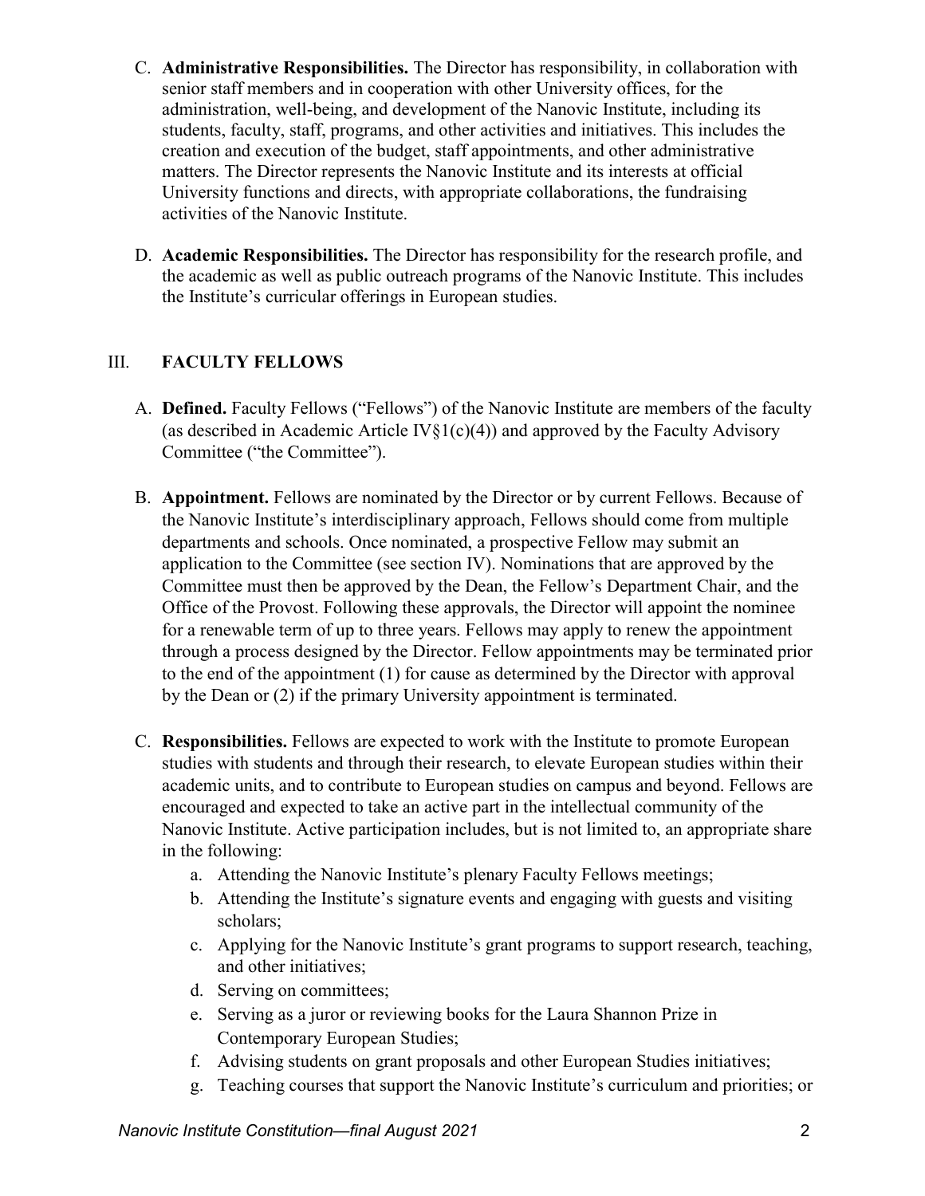C. **Administrative Responsibilities.** The Director has responsibility, in collaboration with senior staff members and in cooperation with other University offices, for the administration, well-being, and development of the Nanovic Institute, including its students, faculty, staff, programs, and other activities and initiatives. This includes the creation and execution of the budget, staff appointments, and other administrative matters. The Director represents the Nanovic Institute and its interests at official University functions and directs, with appropriate collaborations, the fundraising activities of the Nanovic Institute.

D. **Academic Responsibilities.** The Director has responsibility for the research profile, and the academic as well as public outreach programs of the Nanovic Institute. This includes the Institute's curricular offerings in European studies.

## III. FACULTY FELLOWS

A. **Defined.** Faculty Fellows ("Fellows") of the Nanovic Institute are members of the faculty (as described in Academic Article IV§1(c)(4)) and approved by the Faculty Advisory Committee ("the Committee").

B. **Appointment.** Fellows are nominated by the Director or by current Fellows. Because of the Nanovic Institute's interdisciplinary approach, Fellows should come from multiple departments and schools. Once nominated, a prospective Fellow may submit an application to the Committee (see section IV). Nominations that are approved by the Committee must then be approved by the Dean, the Fellow's Department Chair, and the Office of the Provost. Following these approvals, the Director will appoint the nominee for a renewable term of up to three years. Fellows may apply to renew the appointment through a process designed by the Director. Fellow appointments may be terminated prior to the end of the appointment (1) for cause as determined by the Director with approval by the Dean or (2) if the primary University appointment is terminated.

C. **Responsibilities.** Fellows are expected to work with the Institute to promote European studies with students and through their research, to elevate European studies within their academic units, and to contribute to European studies on campus and beyond. Fellows are encouraged and expected to take an active part in the intellectual community of the Nanovic Institute. Active participation includes, but is not limited to, an appropriate share in the following:

   a. Attending the Nanovic Institute's plenary Faculty Fellows meetings;
   b. Attending the Institute's signature events and engaging with guests and visiting scholars;
   c. Applying for the Nanovic Institute's grant programs to support research, teaching, and other initiatives;
   d. Serving on committees;
   e. Serving as a juror or reviewing books for the Laura Shannon Prize in Contemporary European Studies;
   f. Advising students on grant proposals and other European Studies initiatives;
   g. Teaching courses that support the Nanovic Institute's curriculum and priorities; or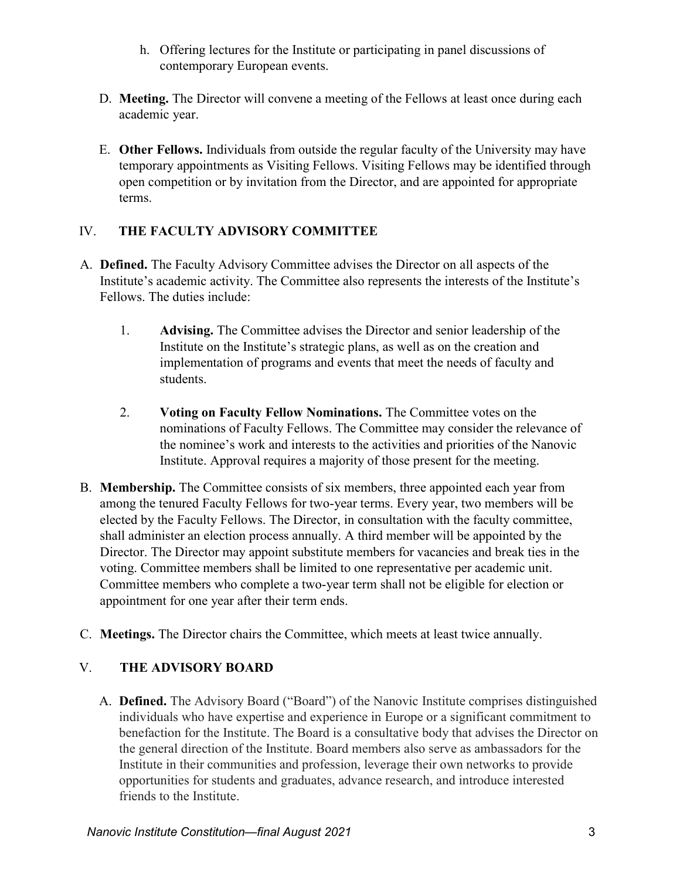h. Offering lectures for the Institute or participating in panel discussions of contemporary European events.

D. **Meeting.** The Director will convene a meeting of the Fellows at least once during each academic year.

E. **Other Fellows.** Individuals from outside the regular faculty of the University may have temporary appointments as Visiting Fellows. Visiting Fellows may be identified through open competition or by invitation from the Director, and are appointed for appropriate terms.

## IV. THE FACULTY ADVISORY COMMITTEE

A. **Defined.** The Faculty Advisory Committee advises the Director on all aspects of the Institute's academic activity. The Committee also represents the interests of the Institute's Fellows. The duties include:

1. **Advising.** The Committee advises the Director and senior leadership of the Institute on the Institute's strategic plans, as well as on the creation and implementation of programs and events that meet the needs of faculty and students.

2. **Voting on Faculty Fellow Nominations.** The Committee votes on the nominations of Faculty Fellows. The Committee may consider the relevance of the nominee's work and interests to the activities and priorities of the Nanovic Institute. Approval requires a majority of those present for the meeting.

B. **Membership.** The Committee consists of six members, three appointed each year from among the tenured Faculty Fellows for two-year terms. Every year, two members will be elected by the Faculty Fellows. The Director, in consultation with the faculty committee, shall administer an election process annually. A third member will be appointed by the Director. The Director may appoint substitute members for vacancies and break ties in the voting. Committee members shall be limited to one representative per academic unit. Committee members who complete a two-year term shall not be eligible for election or appointment for one year after their term ends.

C. **Meetings.** The Director chairs the Committee, which meets at least twice annually.

## V. THE ADVISORY BOARD

A. **Defined.** The Advisory Board ("Board") of the Nanovic Institute comprises distinguished individuals who have expertise and experience in Europe or a significant commitment to benefaction for the Institute. The Board is a consultative body that advises the Director on the general direction of the Institute. Board members also serve as ambassadors for the Institute in their communities and profession, leverage their own networks to provide opportunities for students and graduates, advance research, and introduce interested friends to the Institute.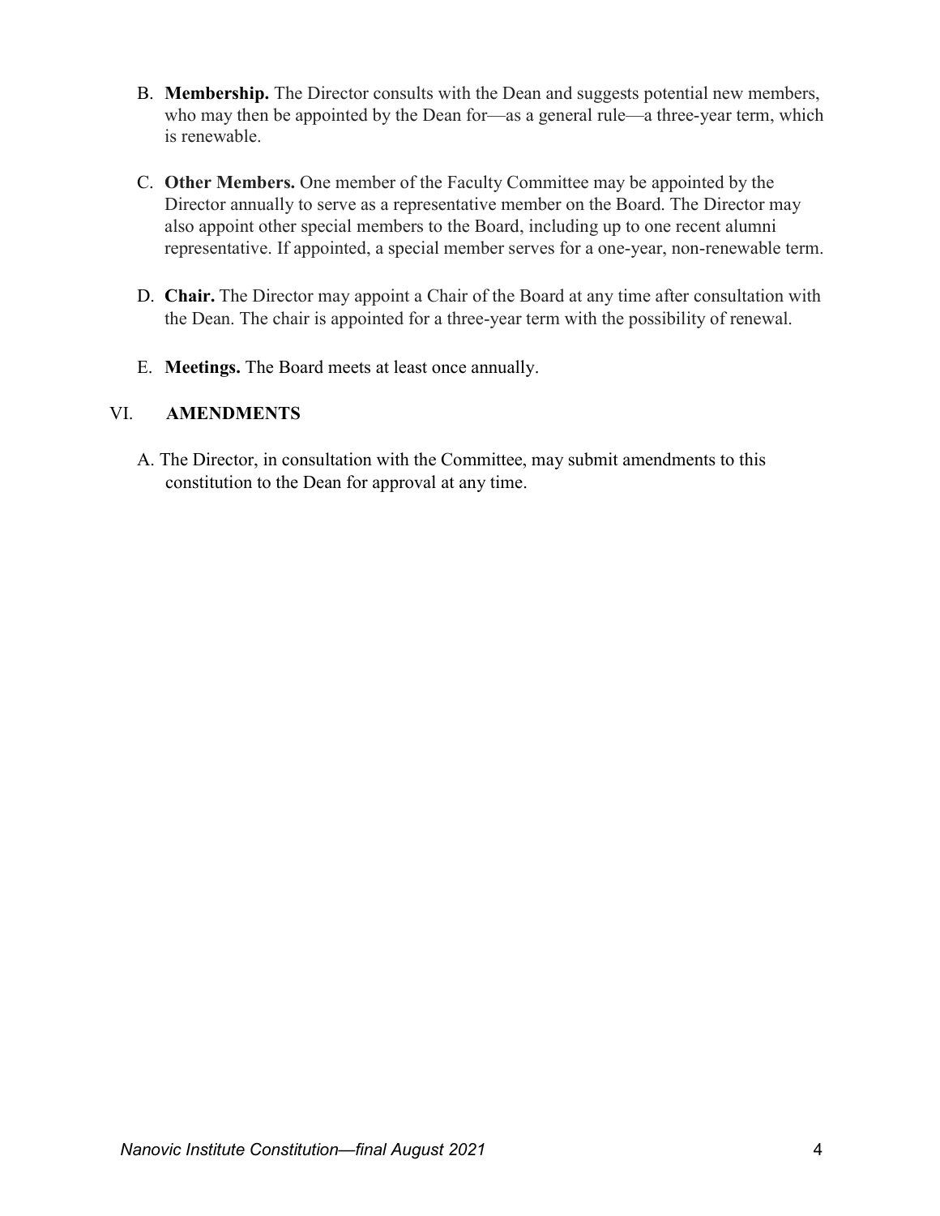B. **Membership.** The Director consults with the Dean and suggests potential new members, who may then be appointed by the Dean for—as a general rule—a three-year term, which is renewable.

C. **Other Members.** One member of the Faculty Committee may be appointed by the Director annually to serve as a representative member on the Board. The Director may also appoint other special members to the Board, including up to one recent alumni representative. If appointed, a special member serves for a one-year, non-renewable term.

D. **Chair.** The Director may appoint a Chair of the Board at any time after consultation with the Dean. The chair is appointed for a three-year term with the possibility of renewal.

E. **Meetings.** The Board meets at least once annually.

## VI. AMENDMENTS

A. The Director, in consultation with the Committee, may submit amendments to this constitution to the Dean for approval at any time.